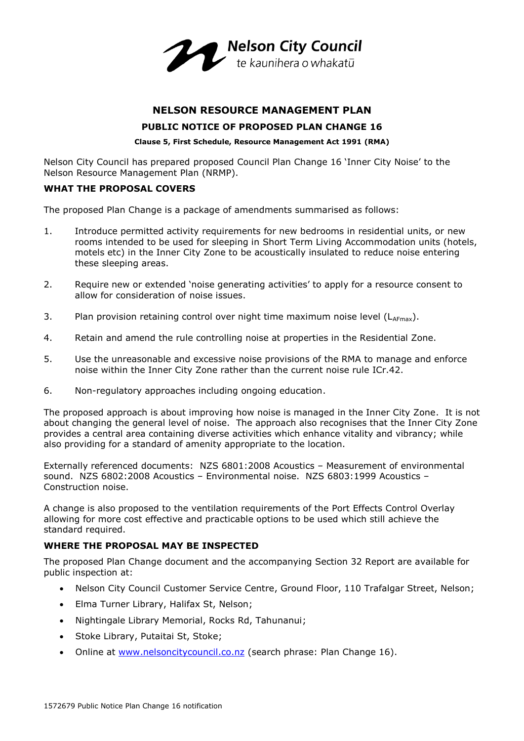Nelson City Council
te kaunihera o whakatū

# NELSON RESOURCE MANAGEMENT PLAN

## PUBLIC NOTICE OF PROPOSED PLAN CHANGE 16

**Clause 5, First Schedule, Resource Management Act 1991 (RMA)**

Nelson City Council has prepared proposed Council Plan Change 16 'Inner City Noise' to the Nelson Resource Management Plan (NRMP).

### WHAT THE PROPOSAL COVERS

The proposed Plan Change is a package of amendments summarised as follows:

1. Introduce permitted activity requirements for new bedrooms in residential units, or new rooms intended to be used for sleeping in Short Term Living Accommodation units (hotels, motels etc) in the Inner City Zone to be acoustically insulated to reduce noise entering these sleeping areas.
2. Require new or extended 'noise generating activities' to apply for a resource consent to allow for consideration of noise issues.
3. Plan provision retaining control over night time maximum noise level ($L_{AFmax}$).
4. Retain and amend the rule controlling noise at properties in the Residential Zone.
5. Use the unreasonable and excessive noise provisions of the RMA to manage and enforce noise within the Inner City Zone rather than the current noise rule ICr.42.
6. Non-regulatory approaches including ongoing education.

The proposed approach is about improving how noise is managed in the Inner City Zone. It is not about changing the general level of noise. The approach also recognises that the Inner City Zone provides a central area containing diverse activities which enhance vitality and vibrancy; while also providing for a standard of amenity appropriate to the location.

Externally referenced documents: NZS 6801:2008 Acoustics – Measurement of environmental sound. NZS 6802:2008 Acoustics – Environmental noise. NZS 6803:1999 Acoustics – Construction noise.

A change is also proposed to the ventilation requirements of the Port Effects Control Overlay allowing for more cost effective and practicable options to be used which still achieve the standard required.

### WHERE THE PROPOSAL MAY BE INSPECTED

The proposed Plan Change document and the accompanying Section 32 Report are available for public inspection at:

- Nelson City Council Customer Service Centre, Ground Floor, 110 Trafalgar Street, Nelson;
- Elma Turner Library, Halifax St, Nelson;
- Nightingale Library Memorial, Rocks Rd, Tahunanui;
- Stoke Library, Putaitai St, Stoke;
- Online at www.nelsoncitycouncil.co.nz (search phrase: Plan Change 16).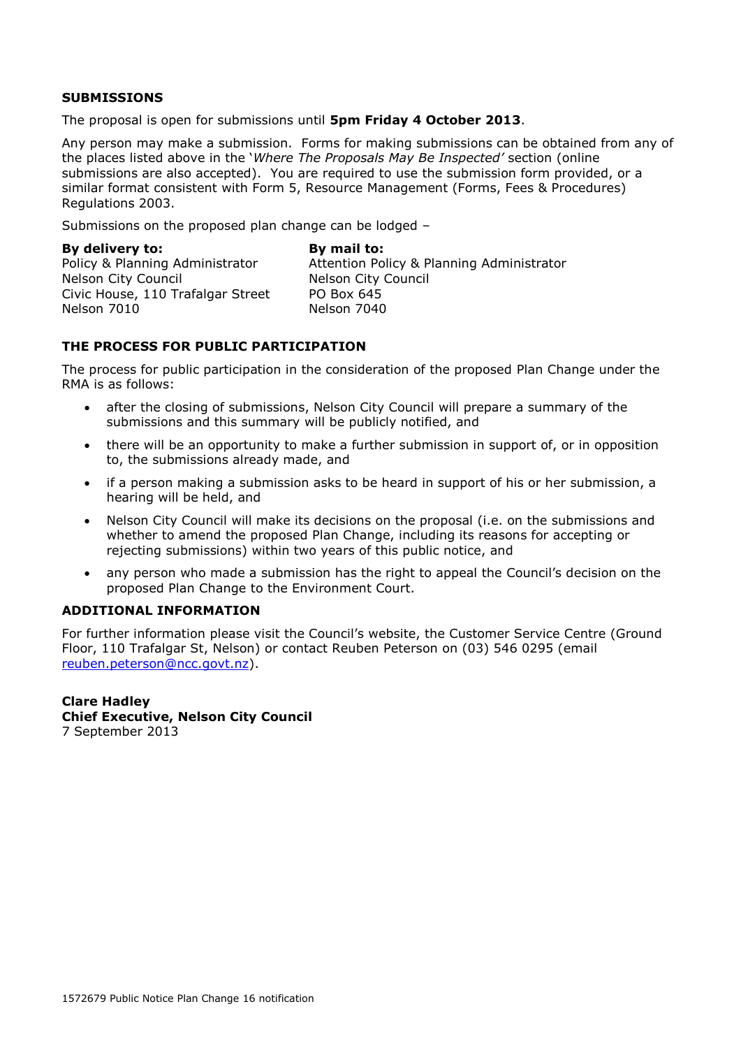## SUBMISSIONS

The proposal is open for submissions until **5pm Friday 4 October 2013**.

Any person may make a submission. Forms for making submissions can be obtained from any of the places listed above in the '*Where The Proposals May Be Inspected'* section (online submissions are also accepted). You are required to use the submission form provided, or a similar format consistent with Form 5, Resource Management (Forms, Fees & Procedures) Regulations 2003.

Submissions on the proposed plan change can be lodged –

**By delivery to:**
Policy & Planning Administrator
Nelson City Council
Civic House, 110 Trafalgar Street
Nelson 7010

**By mail to:**
Attention Policy & Planning Administrator
Nelson City Council
PO Box 645
Nelson 7040

## THE PROCESS FOR PUBLIC PARTICIPATION

The process for public participation in the consideration of the proposed Plan Change under the RMA is as follows:

- after the closing of submissions, Nelson City Council will prepare a summary of the submissions and this summary will be publicly notified, and
- there will be an opportunity to make a further submission in support of, or in opposition to, the submissions already made, and
- if a person making a submission asks to be heard in support of his or her submission, a hearing will be held, and
- Nelson City Council will make its decisions on the proposal (i.e. on the submissions and whether to amend the proposed Plan Change, including its reasons for accepting or rejecting submissions) within two years of this public notice, and
- any person who made a submission has the right to appeal the Council's decision on the proposed Plan Change to the Environment Court.

## ADDITIONAL INFORMATION

For further information please visit the Council's website, the Customer Service Centre (Ground Floor, 110 Trafalgar St, Nelson) or contact Reuben Peterson on (03) 546 0295 (email reuben.peterson@ncc.govt.nz).

**Clare Hadley**
**Chief Executive, Nelson City Council**
7 September 2013

1572679 Public Notice Plan Change 16 notification